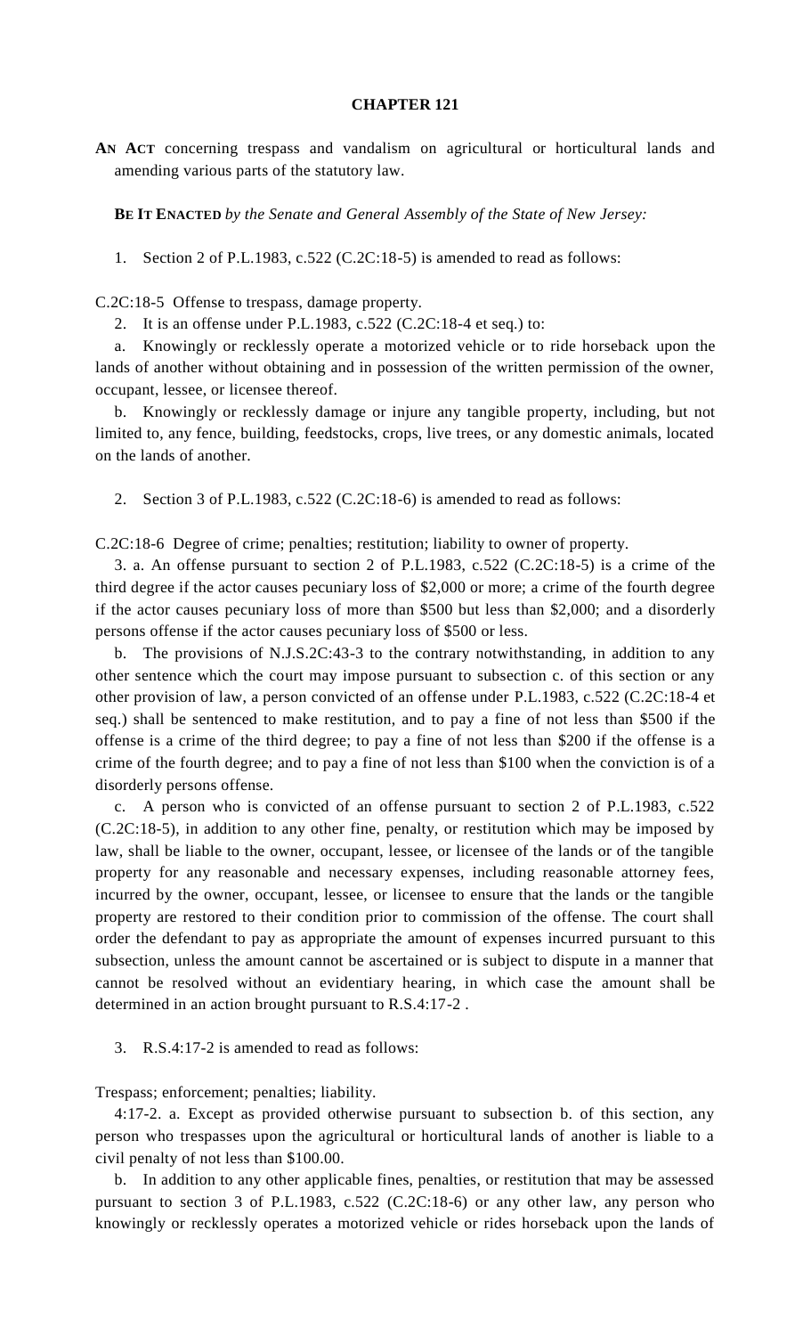# CHAPTER 121

**AN ACT** concerning trespass and vandalism on agricultural or horticultural lands and amending various parts of the statutory law.

**BE IT ENACTED** *by the Senate and General Assembly of the State of New Jersey:*

1. Section 2 of P.L.1983, c.522 (C.2C:18-5) is amended to read as follows:

C.2C:18-5 Offense to trespass, damage property.

2. It is an offense under P.L.1983, c.522 (C.2C:18-4 et seq.) to:

a. Knowingly or recklessly operate a motorized vehicle or to ride horseback upon the lands of another without obtaining and in possession of the written permission of the owner, occupant, lessee, or licensee thereof.

b. Knowingly or recklessly damage or injure any tangible property, including, but not limited to, any fence, building, feedstocks, crops, live trees, or any domestic animals, located on the lands of another.

2. Section 3 of P.L.1983, c.522 (C.2C:18-6) is amended to read as follows:

C.2C:18-6 Degree of crime; penalties; restitution; liability to owner of property.

3. a. An offense pursuant to section 2 of P.L.1983, c.522 (C.2C:18-5) is a crime of the third degree if the actor causes pecuniary loss of $2,000 or more; a crime of the fourth degree if the actor causes pecuniary loss of more than $500 but less than $2,000; and a disorderly persons offense if the actor causes pecuniary loss of $500 or less.

b. The provisions of N.J.S.2C:43-3 to the contrary notwithstanding, in addition to any other sentence which the court may impose pursuant to subsection c. of this section or any other provision of law, a person convicted of an offense under P.L.1983, c.522 (C.2C:18-4 et seq.) shall be sentenced to make restitution, and to pay a fine of not less than $500 if the offense is a crime of the third degree; to pay a fine of not less than $200 if the offense is a crime of the fourth degree; and to pay a fine of not less than $100 when the conviction is of a disorderly persons offense.

c. A person who is convicted of an offense pursuant to section 2 of P.L.1983, c.522 (C.2C:18-5), in addition to any other fine, penalty, or restitution which may be imposed by law, shall be liable to the owner, occupant, lessee, or licensee of the lands or of the tangible property for any reasonable and necessary expenses, including reasonable attorney fees, incurred by the owner, occupant, lessee, or licensee to ensure that the lands or the tangible property are restored to their condition prior to commission of the offense. The court shall order the defendant to pay as appropriate the amount of expenses incurred pursuant to this subsection, unless the amount cannot be ascertained or is subject to dispute in a manner that cannot be resolved without an evidentiary hearing, in which case the amount shall be determined in an action brought pursuant to R.S.4:17-2 .

3. R.S.4:17-2 is amended to read as follows:

Trespass; enforcement; penalties; liability.

4:17-2. a. Except as provided otherwise pursuant to subsection b. of this section, any person who trespasses upon the agricultural or horticultural lands of another is liable to a civil penalty of not less than $100.00.

b. In addition to any other applicable fines, penalties, or restitution that may be assessed pursuant to section 3 of P.L.1983, c.522 (C.2C:18-6) or any other law, any person who knowingly or recklessly operates a motorized vehicle or rides horseback upon the lands of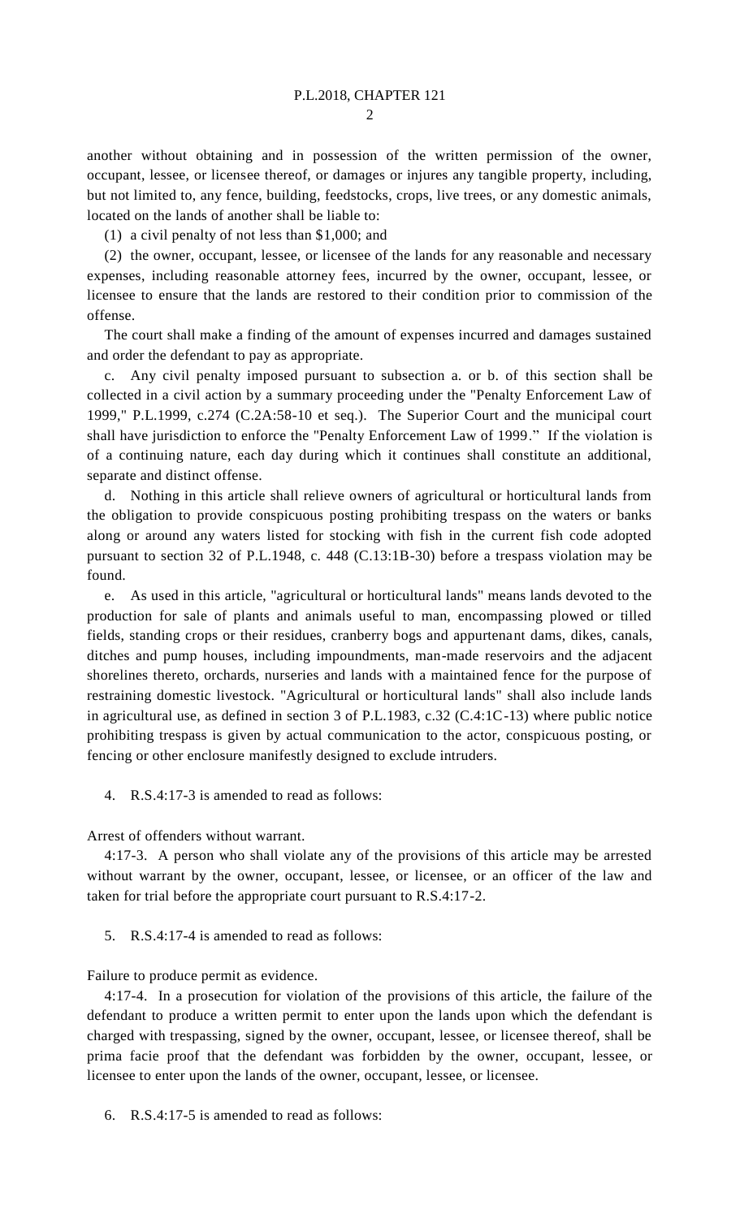another without obtaining and in possession of the written permission of the owner, occupant, lessee, or licensee thereof, or damages or injures any tangible property, including, but not limited to, any fence, building, feedstocks, crops, live trees, or any domestic animals, located on the lands of another shall be liable to:

(1) a civil penalty of not less than $1,000; and

(2) the owner, occupant, lessee, or licensee of the lands for any reasonable and necessary expenses, including reasonable attorney fees, incurred by the owner, occupant, lessee, or licensee to ensure that the lands are restored to their condition prior to commission of the offense.

The court shall make a finding of the amount of expenses incurred and damages sustained and order the defendant to pay as appropriate.

c. Any civil penalty imposed pursuant to subsection a. or b. of this section shall be collected in a civil action by a summary proceeding under the "Penalty Enforcement Law of 1999," P.L.1999, c.274 (C.2A:58-10 et seq.). The Superior Court and the municipal court shall have jurisdiction to enforce the "Penalty Enforcement Law of 1999." If the violation is of a continuing nature, each day during which it continues shall constitute an additional, separate and distinct offense.

d. Nothing in this article shall relieve owners of agricultural or horticultural lands from the obligation to provide conspicuous posting prohibiting trespass on the waters or banks along or around any waters listed for stocking with fish in the current fish code adopted pursuant to section 32 of P.L.1948, c. 448 (C.13:1B-30) before a trespass violation may be found.

e. As used in this article, "agricultural or horticultural lands" means lands devoted to the production for sale of plants and animals useful to man, encompassing plowed or tilled fields, standing crops or their residues, cranberry bogs and appurtenant dams, dikes, canals, ditches and pump houses, including impoundments, man-made reservoirs and the adjacent shorelines thereto, orchards, nurseries and lands with a maintained fence for the purpose of restraining domestic livestock. "Agricultural or horticultural lands" shall also include lands in agricultural use, as defined in section 3 of P.L.1983, c.32 (C.4:1C-13) where public notice prohibiting trespass is given by actual communication to the actor, conspicuous posting, or fencing or other enclosure manifestly designed to exclude intruders.

4. R.S.4:17-3 is amended to read as follows:

Arrest of offenders without warrant.

4:17-3. A person who shall violate any of the provisions of this article may be arrested without warrant by the owner, occupant, lessee, or licensee, or an officer of the law and taken for trial before the appropriate court pursuant to R.S.4:17-2.

5. R.S.4:17-4 is amended to read as follows:

Failure to produce permit as evidence.

4:17-4. In a prosecution for violation of the provisions of this article, the failure of the defendant to produce a written permit to enter upon the lands upon which the defendant is charged with trespassing, signed by the owner, occupant, lessee, or licensee thereof, shall be prima facie proof that the defendant was forbidden by the owner, occupant, lessee, or licensee to enter upon the lands of the owner, occupant, lessee, or licensee.

6. R.S.4:17-5 is amended to read as follows: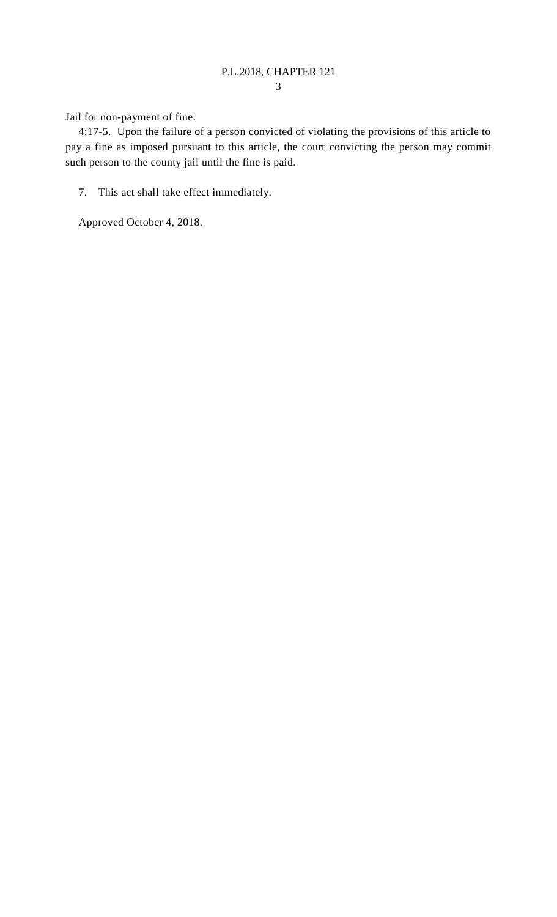Jail for non-payment of fine.

4:17-5. Upon the failure of a person convicted of violating the provisions of this article to pay a fine as imposed pursuant to this article, the court convicting the person may commit such person to the county jail until the fine is paid.

7. This act shall take effect immediately.

Approved October 4, 2018.